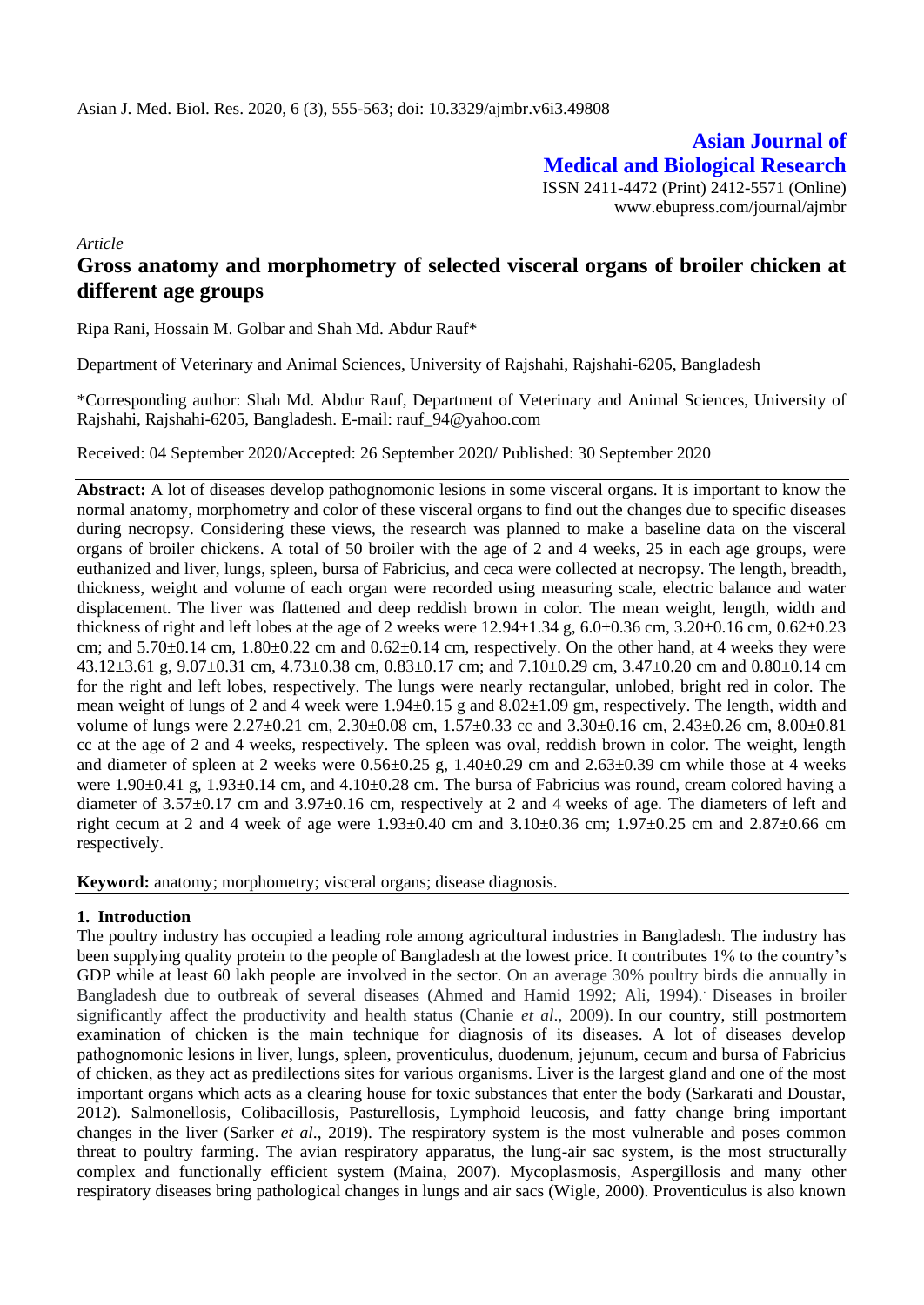*Article*

# Gross anatomy and morphometry of selected visceral organs of broiler chicken at different age groups

Ripa Rani, Hossain M. Golbar and Shah Md. Abdur Rauf*

Department of Veterinary and Animal Sciences, University of Rajshahi, Rajshahi-6205, Bangladesh

*Corresponding author: Shah Md. Abdur Rauf, Department of Veterinary and Animal Sciences, University of Rajshahi, Rajshahi-6205, Bangladesh. E-mail: rauf_94@yahoo.com

Received: 04 September 2020/Accepted: 26 September 2020/ Published: 30 September 2020

**Abstract:** A lot of diseases develop pathognomonic lesions in some visceral organs. It is important to know the normal anatomy, morphometry and color of these visceral organs to find out the changes due to specific diseases during necropsy. Considering these views, the research was planned to make a baseline data on the visceral organs of broiler chickens. A total of 50 broiler with the age of 2 and 4 weeks, 25 in each age groups, were euthanized and liver, lungs, spleen, bursa of Fabricius, and ceca were collected at necropsy. The length, breadth, thickness, weight and volume of each organ were recorded using measuring scale, electric balance and water displacement. The liver was flattened and deep reddish brown in color. The mean weight, length, width and thickness of right and left lobes at the age of 2 weeks were 12.94±1.34 g, 6.0±0.36 cm, 3.20±0.16 cm, 0.62±0.23 cm; and 5.70±0.14 cm, 1.80±0.22 cm and 0.62±0.14 cm, respectively. On the other hand, at 4 weeks they were 43.12±3.61 g, 9.07±0.31 cm, 4.73±0.38 cm, 0.83±0.17 cm; and 7.10±0.29 cm, 3.47±0.20 cm and 0.80±0.14 cm for the right and left lobes, respectively. The lungs were nearly rectangular, unlobed, bright red in color. The mean weight of lungs of 2 and 4 week were 1.94±0.15 g and 8.02±1.09 gm, respectively. The length, width and volume of lungs were 2.27±0.21 cm, 2.30±0.08 cm, 1.57±0.33 cc and 3.30±0.16 cm, 2.43±0.26 cm, 8.00±0.81 cc at the age of 2 and 4 weeks, respectively. The spleen was oval, reddish brown in color. The weight, length and diameter of spleen at 2 weeks were 0.56±0.25 g, 1.40±0.29 cm and 2.63±0.39 cm while those at 4 weeks were 1.90±0.41 g, 1.93±0.14 cm, and 4.10±0.28 cm. The bursa of Fabricius was round, cream colored having a diameter of 3.57±0.17 cm and 3.97±0.16 cm, respectively at 2 and 4 weeks of age. The diameters of left and right cecum at 2 and 4 week of age were 1.93±0.40 cm and 3.10±0.36 cm; 1.97±0.25 cm and 2.87±0.66 cm respectively.

**Keyword:** anatomy; morphometry; visceral organs; disease diagnosis.

## 1. Introduction

The poultry industry has occupied a leading role among agricultural industries in Bangladesh. The industry has been supplying quality protein to the people of Bangladesh at the lowest price. It contributes 1% to the country's GDP while at least 60 lakh people are involved in the sector. On an average 30% poultry birds die annually in Bangladesh due to outbreak of several diseases (Ahmed and Hamid 1992; Ali, 1994). Diseases in broiler significantly affect the productivity and health status (Chanie *et al*., 2009). In our country, still postmortem examination of chicken is the main technique for diagnosis of its diseases. A lot of diseases develop pathognomonic lesions in liver, lungs, spleen, proventiculus, duodenum, jejunum, cecum and bursa of Fabricius of chicken, as they act as predilections sites for various organisms. Liver is the largest gland and one of the most important organs which acts as a clearing house for toxic substances that enter the body (Sarkarati and Doustar, 2012). Salmonellosis, Colibacillosis, Pasturellosis, Lymphoid leucosis, and fatty change bring important changes in the liver (Sarker *et al*., 2019). The respiratory system is the most vulnerable and poses common threat to poultry farming. The avian respiratory apparatus, the lung-air sac system, is the most structurally complex and functionally efficient system (Maina, 2007). Mycoplasmosis, Aspergillosis and many other respiratory diseases bring pathological changes in lungs and air sacs (Wigle, 2000). Proventiculus is also known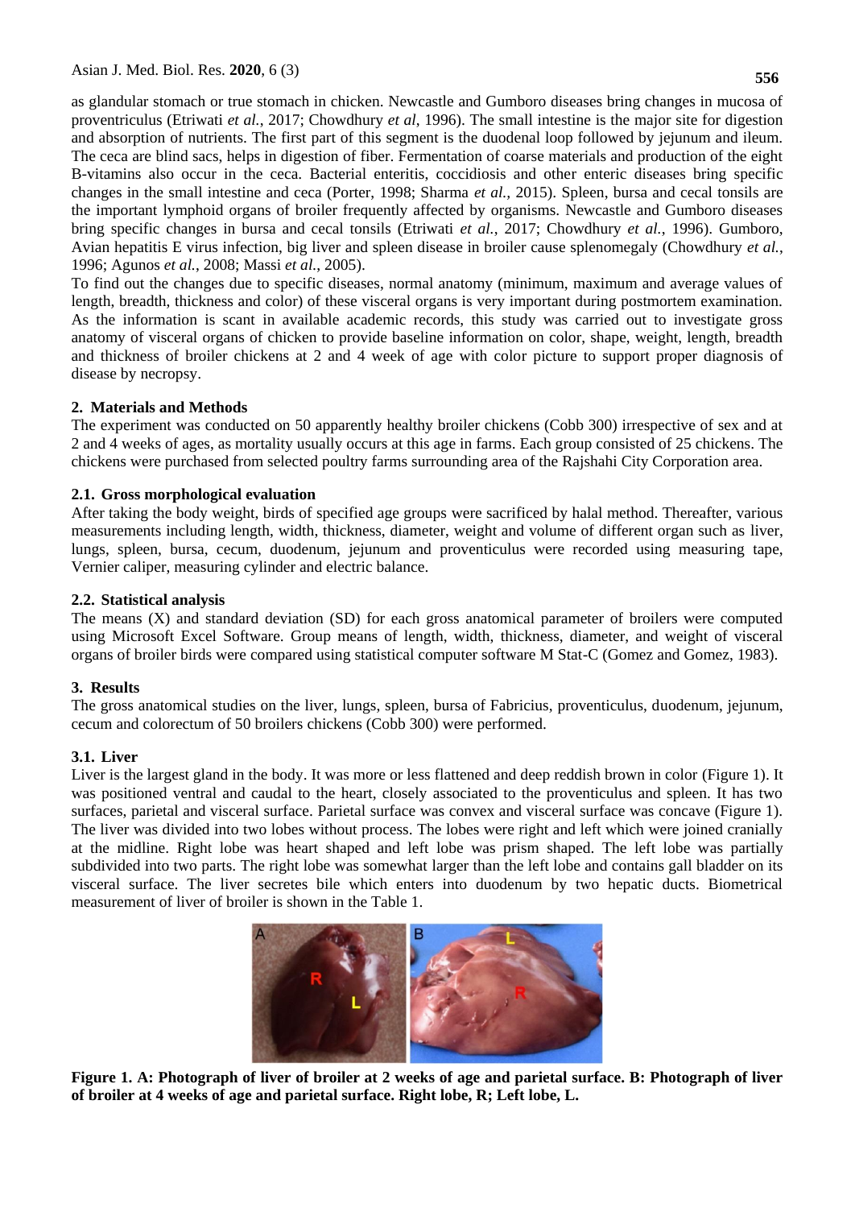as glandular stomach or true stomach in chicken. Newcastle and Gumboro diseases bring changes in mucosa of proventriculus (Etriwati *et al.*, 2017; Chowdhury *et al*, 1996). The small intestine is the major site for digestion and absorption of nutrients. The first part of this segment is the duodenal loop followed by jejunum and ileum. The ceca are blind sacs, helps in digestion of fiber. Fermentation of coarse materials and production of the eight B-vitamins also occur in the ceca. Bacterial enteritis, coccidiosis and other enteric diseases bring specific changes in the small intestine and ceca (Porter, 1998; Sharma *et al.*, 2015). Spleen, bursa and cecal tonsils are the important lymphoid organs of broiler frequently affected by organisms. Newcastle and Gumboro diseases bring specific changes in bursa and cecal tonsils (Etriwati *et al.*, 2017; Chowdhury *et al.*, 1996). Gumboro, Avian hepatitis E virus infection, big liver and spleen disease in broiler cause splenomegaly (Chowdhury *et al.*, 1996; Agunos *et al.*, 2008; Massi *et al.*, 2005).

To find out the changes due to specific diseases, normal anatomy (minimum, maximum and average values of length, breadth, thickness and color) of these visceral organs is very important during postmortem examination. As the information is scant in available academic records, this study was carried out to investigate gross anatomy of visceral organs of chicken to provide baseline information on color, shape, weight, length, breadth and thickness of broiler chickens at 2 and 4 week of age with color picture to support proper diagnosis of disease by necropsy.

## 2. Materials and Methods

The experiment was conducted on 50 apparently healthy broiler chickens (Cobb 300) irrespective of sex and at 2 and 4 weeks of ages, as mortality usually occurs at this age in farms. Each group consisted of 25 chickens. The chickens were purchased from selected poultry farms surrounding area of the Rajshahi City Corporation area.

### 2.1. Gross morphological evaluation

After taking the body weight, birds of specified age groups were sacrificed by halal method. Thereafter, various measurements including length, width, thickness, diameter, weight and volume of different organ such as liver, lungs, spleen, bursa, cecum, duodenum, jejunum and proventiculus were recorded using measuring tape, Vernier caliper, measuring cylinder and electric balance.

### 2.2. Statistical analysis

The means (X) and standard deviation (SD) for each gross anatomical parameter of broilers were computed using Microsoft Excel Software. Group means of length, width, thickness, diameter, and weight of visceral organs of broiler birds were compared using statistical computer software M Stat-C (Gomez and Gomez, 1983).

## 3. Results

The gross anatomical studies on the liver, lungs, spleen, bursa of Fabricius, proventiculus, duodenum, jejunum, cecum and colorectum of 50 broilers chickens (Cobb 300) were performed.

### 3.1. Liver

Liver is the largest gland in the body. It was more or less flattened and deep reddish brown in color (Figure 1). It was positioned ventral and caudal to the heart, closely associated to the proventiculus and spleen. It has two surfaces, parietal and visceral surface. Parietal surface was convex and visceral surface was concave (Figure 1). The liver was divided into two lobes without process. The lobes were right and left which were joined cranially at the midline. Right lobe was heart shaped and left lobe was prism shaped. The left lobe was partially subdivided into two parts. The right lobe was somewhat larger than the left lobe and contains gall bladder on its visceral surface. The liver secretes bile which enters into duodenum by two hepatic ducts. Biometrical measurement of liver of broiler is shown in the Table 1.

**Figure 1. A: Photograph of liver of broiler at 2 weeks of age and parietal surface. B: Photograph of liver of broiler at 4 weeks of age and parietal surface. Right lobe, R; Left lobe, L.**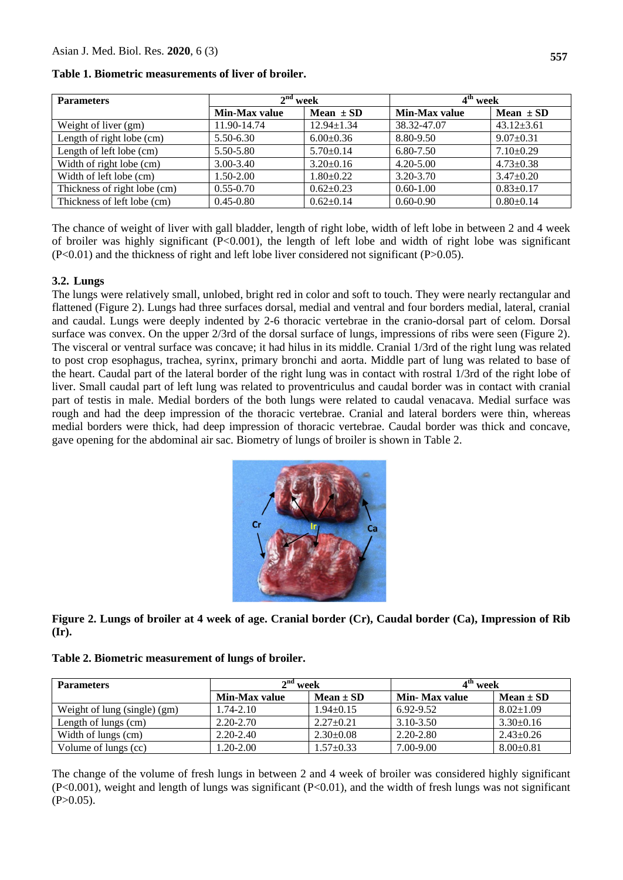**Table 1. Biometric measurements of liver of broiler.**

| Parameters | 2nd week | | 4th week | |
|---|---|---|---|---|
| | Min-Max value | Mean ± SD | Min-Max value | Mean ± SD |
| Weight of liver (gm) | 11.90-14.74 | 12.94±1.34 | 38.32-47.07 | 43.12±3.61 |
| Length of right lobe (cm) | 5.50-6.30 | 6.00±0.36 | 8.80-9.50 | 9.07±0.31 |
| Length of left lobe (cm) | 5.50-5.80 | 5.70±0.14 | 6.80-7.50 | 7.10±0.29 |
| Width of right lobe (cm) | 3.00-3.40 | 3.20±0.16 | 4.20-5.00 | 4.73±0.38 |
| Width of left lobe (cm) | 1.50-2.00 | 1.80±0.22 | 3.20-3.70 | 3.47±0.20 |
| Thickness of right lobe (cm) | 0.55-0.70 | 0.62±0.23 | 0.60-1.00 | 0.83±0.17 |
| Thickness of left lobe (cm) | 0.45-0.80 | 0.62±0.14 | 0.60-0.90 | 0.80±0.14 |

The chance of weight of liver with gall bladder, length of right lobe, width of left lobe in between 2 and 4 week of broiler was highly significant ($P<0.001$), the length of left lobe and width of right lobe was significant ($P<0.01$) and the thickness of right and left lobe liver considered not significant ($P>0.05$).

### 3.2. Lungs

The lungs were relatively small, unlobed, bright red in color and soft to touch. They were nearly rectangular and flattened (Figure 2). Lungs had three surfaces dorsal, medial and ventral and four borders medial, lateral, cranial and caudal. Lungs were deeply indented by 2-6 thoracic vertebrae in the cranio-dorsal part of celom. Dorsal surface was convex. On the upper 2/3rd of the dorsal surface of lungs, impressions of ribs were seen (Figure 2). The visceral or ventral surface was concave; it had hilus in its middle. Cranial 1/3rd of the right lung was related to post crop esophagus, trachea, syrinx, primary bronchi and aorta. Middle part of lung was related to base of the heart. Caudal part of the lateral border of the right lung was in contact with rostral 1/3rd of the right lobe of liver. Small caudal part of left lung was related to proventriculus and caudal border was in contact with cranial part of testis in male. Medial borders of the both lungs were related to caudal venacava. Medial surface was rough and had the deep impression of the thoracic vertebrae. Cranial and lateral borders were thin, whereas medial borders were thick, had deep impression of thoracic vertebrae. Caudal border was thick and concave, gave opening for the abdominal air sac. Biometry of lungs of broiler is shown in Table 2.

**Figure 2. Lungs of broiler at 4 week of age. Cranial border (Cr), Caudal border (Ca), Impression of Rib (Ir).**

**Table 2. Biometric measurement of lungs of broiler.**

| Parameters | 2nd week | | 4th week | |
|---|---|---|---|---|
| | Min-Max value | Mean ± SD | Min- Max value | Mean ± SD |
| Weight of lung (single) (gm) | 1.74-2.10 | 1.94±0.15 | 6.92-9.52 | 8.02±1.09 |
| Length of lungs (cm) | 2.20-2.70 | 2.27±0.21 | 3.10-3.50 | 3.30±0.16 |
| Width of lungs (cm) | 2.20-2.40 | 2.30±0.08 | 2.20-2.80 | 2.43±0.26 |
| Volume of lungs (cc) | 1.20-2.00 | 1.57±0.33 | 7.00-9.00 | 8.00±0.81 |

The change of the volume of fresh lungs in between 2 and 4 week of broiler was considered highly significant ($P<0.001$), weight and length of lungs was significant ($P<0.01$), and the width of fresh lungs was not significant ($P>0.05$).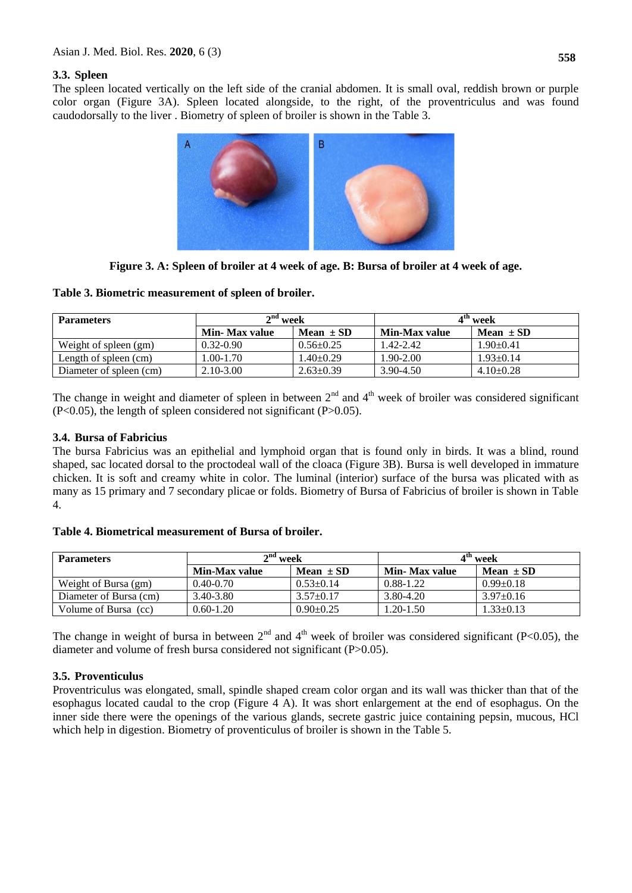### 3.3. Spleen

The spleen located vertically on the left side of the cranial abdomen. It is small oval, reddish brown or purple color organ (Figure 3A). Spleen located alongside, to the right, of the proventriculus and was found caudodorsally to the liver . Biometry of spleen of broiler is shown in the Table 3.

**Figure 3. A: Spleen of broiler at 4 week of age. B: Bursa of broiler at 4 week of age.**

**Table 3. Biometric measurement of spleen of broiler.**

| Parameters | $2^{nd}$ week | | $4^{th}$ week | |
|---|---|---|---|---|
| | **Min- Max value** | **Mean ± SD** | **Min-Max value** | **Mean ± SD** |
| Weight of spleen (gm) | 0.32-0.90 | 0.56±0.25 | 1.42-2.42 | 1.90±0.41 |
| Length of spleen (cm) | 1.00-1.70 | 1.40±0.29 | 1.90-2.00 | 1.93±0.14 |
| Diameter of spleen (cm) | 2.10-3.00 | 2.63±0.39 | 3.90-4.50 | 4.10±0.28 |

The change in weight and diameter of spleen in between $2^{nd}$ and $4^{th}$ week of broiler was considered significant ($P<0.05$), the length of spleen considered not significant ($P>0.05$).

### 3.4. Bursa of Fabricius

The bursa Fabricius was an epithelial and lymphoid organ that is found only in birds. It was a blind, round shaped, sac located dorsal to the proctodeal wall of the cloaca (Figure 3B). Bursa is well developed in immature chicken. It is soft and creamy white in color. The luminal (interior) surface of the bursa was plicated with as many as 15 primary and 7 secondary plicae or folds. Biometry of Bursa of Fabricius of broiler is shown in Table 4.

**Table 4. Biometrical measurement of Bursa of broiler.**

| Parameters | $2^{nd}$ week | | $4^{th}$ week | |
|---|---|---|---|---|
| | **Min-Max value** | **Mean ± SD** | **Min- Max value** | **Mean ± SD** |
| Weight of Bursa (gm) | 0.40-0.70 | 0.53±0.14 | 0.88-1.22 | 0.99±0.18 |
| Diameter of Bursa (cm) | 3.40-3.80 | 3.57±0.17 | 3.80-4.20 | 3.97±0.16 |
| Volume of Bursa (cc) | 0.60-1.20 | 0.90±0.25 | 1.20-1.50 | 1.33±0.13 |

The change in weight of bursa in between $2^{nd}$ and $4^{th}$ week of broiler was considered significant ($P<0.05$), the diameter and volume of fresh bursa considered not significant ($P>0.05$).

### 3.5. Proventiculus

Proventriculus was elongated, small, spindle shaped cream color organ and its wall was thicker than that of the esophagus located caudal to the crop (Figure 4 A). It was short enlargement at the end of esophagus. On the inner side there were the openings of the various glands, secrete gastric juice containing pepsin, mucous, HCl which help in digestion. Biometry of proventiculus of broiler is shown in the Table 5.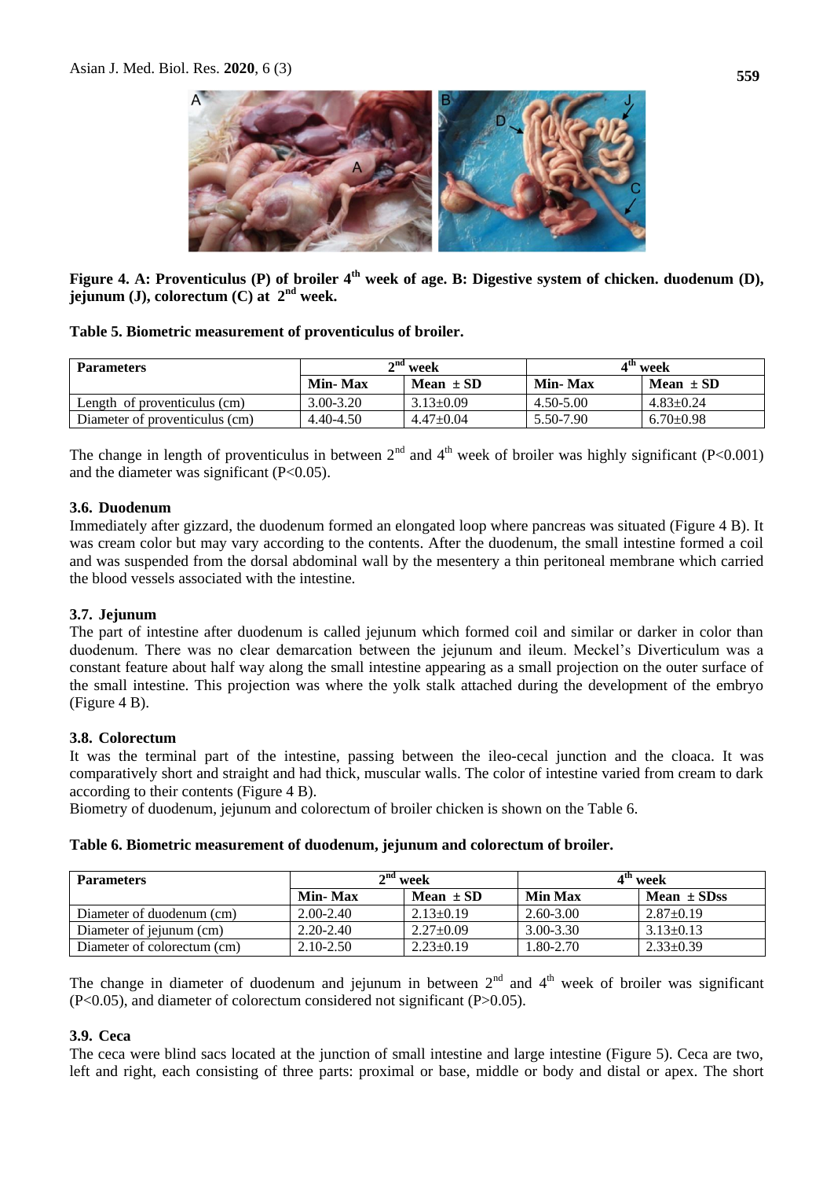**Figure 4. A: Proventiculus (P) of broiler 4th week of age. B: Digestive system of chicken. duodenum (D), jejunum (J), colorectum (C) at 2nd week.**

**Table 5. Biometric measurement of proventiculus of broiler.**

| Parameters | 2nd week | | 4th week | |
|---|---|---|---|---|
| | Min- Max | Mean ± SD | Min- Max | Mean ± SD |
| Length of proventiculus (cm) | 3.00-3.20 | 3.13±0.09 | 4.50-5.00 | 4.83±0.24 |
| Diameter of proventiculus (cm) | 4.40-4.50 | 4.47±0.04 | 5.50-7.90 | 6.70±0.98 |

The change in length of proventiculus in between 2nd and 4th week of broiler was highly significant ($P<0.001$) and the diameter was significant ($P<0.05$).

### 3.6. Duodenum

Immediately after gizzard, the duodenum formed an elongated loop where pancreas was situated (Figure 4 B). It was cream color but may vary according to the contents. After the duodenum, the small intestine formed a coil and was suspended from the dorsal abdominal wall by the mesentery a thin peritoneal membrane which carried the blood vessels associated with the intestine.

### 3.7. Jejunum

The part of intestine after duodenum is called jejunum which formed coil and similar or darker in color than duodenum. There was no clear demarcation between the jejunum and ileum. Meckel's Diverticulum was a constant feature about half way along the small intestine appearing as a small projection on the outer surface of the small intestine. This projection was where the yolk stalk attached during the development of the embryo (Figure 4 B).

### 3.8. Colorectum

It was the terminal part of the intestine, passing between the ileo-cecal junction and the cloaca. It was comparatively short and straight and had thick, muscular walls. The color of intestine varied from cream to dark according to their contents (Figure 4 B).

Biometry of duodenum, jejunum and colorectum of broiler chicken is shown on the Table 6.

**Table 6. Biometric measurement of duodenum, jejunum and colorectum of broiler.**

| Parameters | 2nd week | | 4th week | |
|---|---|---|---|---|
| | Min- Max | Mean ± SD | Min Max | Mean ± SDss |
| Diameter of duodenum (cm) | 2.00-2.40 | 2.13±0.19 | 2.60-3.00 | 2.87±0.19 |
| Diameter of jejunum (cm) | 2.20-2.40 | 2.27±0.09 | 3.00-3.30 | 3.13±0.13 |
| Diameter of colorectum (cm) | 2.10-2.50 | 2.23±0.19 | 1.80-2.70 | 2.33±0.39 |

The change in diameter of duodenum and jejunum in between 2nd and 4th week of broiler was significant ($P<0.05$), and diameter of colorectum considered not significant ($P>0.05$).

### 3.9. Ceca

The ceca were blind sacs located at the junction of small intestine and large intestine (Figure 5). Ceca are two, left and right, each consisting of three parts: proximal or base, middle or body and distal or apex. The short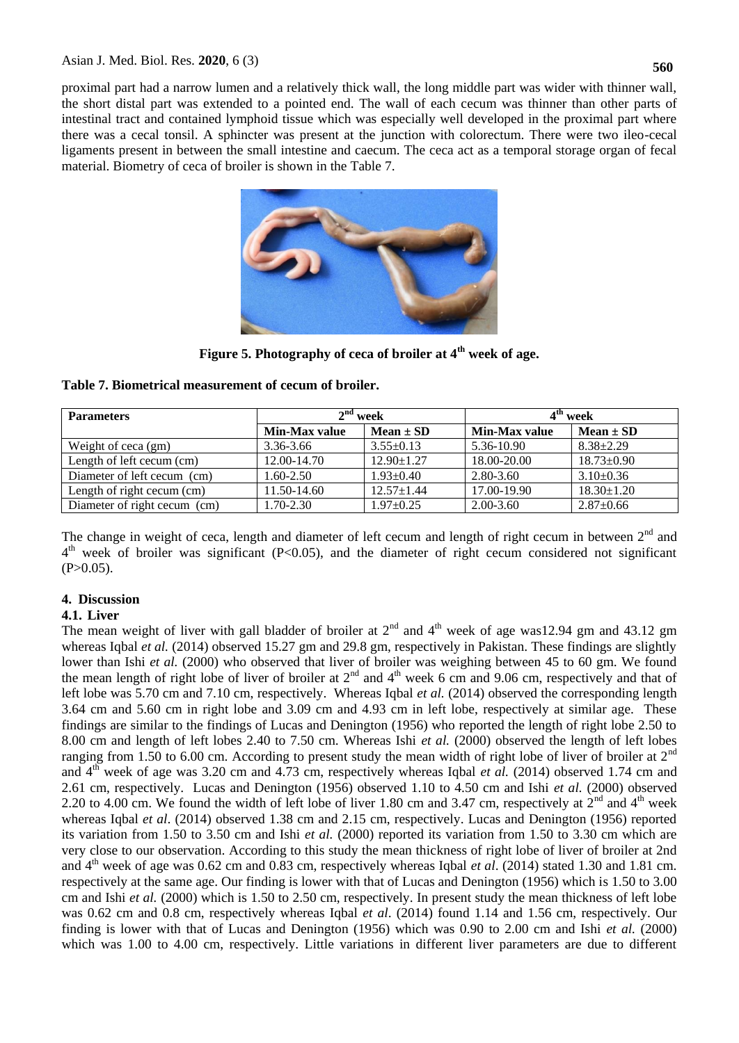proximal part had a narrow lumen and a relatively thick wall, the long middle part was wider with thinner wall, the short distal part was extended to a pointed end. The wall of each cecum was thinner than other parts of intestinal tract and contained lymphoid tissue which was especially well developed in the proximal part where there was a cecal tonsil. A sphincter was present at the junction with colorectum. There were two ileo-cecal ligaments present in between the small intestine and caecum. The ceca act as a temporal storage organ of fecal material. Biometry of ceca of broiler is shown in the Table 7.

**Figure 5. Photography of ceca of broiler at 4th week of age.**

**Table 7. Biometrical measurement of cecum of broiler.**

| Parameters | 2nd week | | 4th week | |
|---|---|---|---|---|
| | **Min-Max value** | **Mean ± SD** | **Min-Max value** | **Mean ± SD** |
| Weight of ceca (gm) | 3.36-3.66 | 3.55±0.13 | 5.36-10.90 | 8.38±2.29 |
| Length of left cecum (cm) | 12.00-14.70 | 12.90±1.27 | 18.00-20.00 | 18.73±0.90 |
| Diameter of left cecum (cm) | 1.60-2.50 | 1.93±0.40 | 2.80-3.60 | 3.10±0.36 |
| Length of right cecum (cm) | 11.50-14.60 | 12.57±1.44 | 17.00-19.90 | 18.30±1.20 |
| Diameter of right cecum (cm) | 1.70-2.30 | 1.97±0.25 | 2.00-3.60 | 2.87±0.66 |

The change in weight of ceca, length and diameter of left cecum and length of right cecum in between 2nd and 4th week of broiler was significant ($P<0.05$), and the diameter of right cecum considered not significant ($P>0.05$).

## 4. Discussion

### 4.1. Liver

The mean weight of liver with gall bladder of broiler at 2nd and 4th week of age was12.94 gm and 43.12 gm whereas Iqbal *et al.* (2014) observed 15.27 gm and 29.8 gm, respectively in Pakistan. These findings are slightly lower than Ishi *et al.* (2000) who observed that liver of broiler was weighing between 45 to 60 gm. We found the mean length of right lobe of liver of broiler at 2nd and 4th week 6 cm and 9.06 cm, respectively and that of left lobe was 5.70 cm and 7.10 cm, respectively. Whereas Iqbal *et al.* (2014) observed the corresponding length 3.64 cm and 5.60 cm in right lobe and 3.09 cm and 4.93 cm in left lobe, respectively at similar age. These findings are similar to the findings of Lucas and Denington (1956) who reported the length of right lobe 2.50 to 8.00 cm and length of left lobes 2.40 to 7.50 cm. Whereas Ishi *et al.* (2000) observed the length of left lobes ranging from 1.50 to 6.00 cm. According to present study the mean width of right lobe of liver of broiler at 2nd and 4th week of age was 3.20 cm and 4.73 cm, respectively whereas Iqbal *et al.* (2014) observed 1.74 cm and 2.61 cm, respectively. Lucas and Denington (1956) observed 1.10 to 4.50 cm and Ishi *et al.* (2000) observed 2.20 to 4.00 cm. We found the width of left lobe of liver 1.80 cm and 3.47 cm, respectively at 2nd and 4th week whereas Iqbal *et al*. (2014) observed 1.38 cm and 2.15 cm, respectively. Lucas and Denington (1956) reported its variation from 1.50 to 3.50 cm and Ishi *et al.* (2000) reported its variation from 1.50 to 3.30 cm which are very close to our observation. According to this study the mean thickness of right lobe of liver of broiler at 2nd and 4th week of age was 0.62 cm and 0.83 cm, respectively whereas Iqbal *et al*. (2014) stated 1.30 and 1.81 cm. respectively at the same age. Our finding is lower with that of Lucas and Denington (1956) which is 1.50 to 3.00 cm and Ishi *et al.* (2000) which is 1.50 to 2.50 cm, respectively. In present study the mean thickness of left lobe was 0.62 cm and 0.8 cm, respectively whereas Iqbal *et al*. (2014) found 1.14 and 1.56 cm, respectively. Our finding is lower with that of Lucas and Denington (1956) which was 0.90 to 2.00 cm and Ishi *et al.* (2000) which was 1.00 to 4.00 cm, respectively. Little variations in different liver parameters are due to different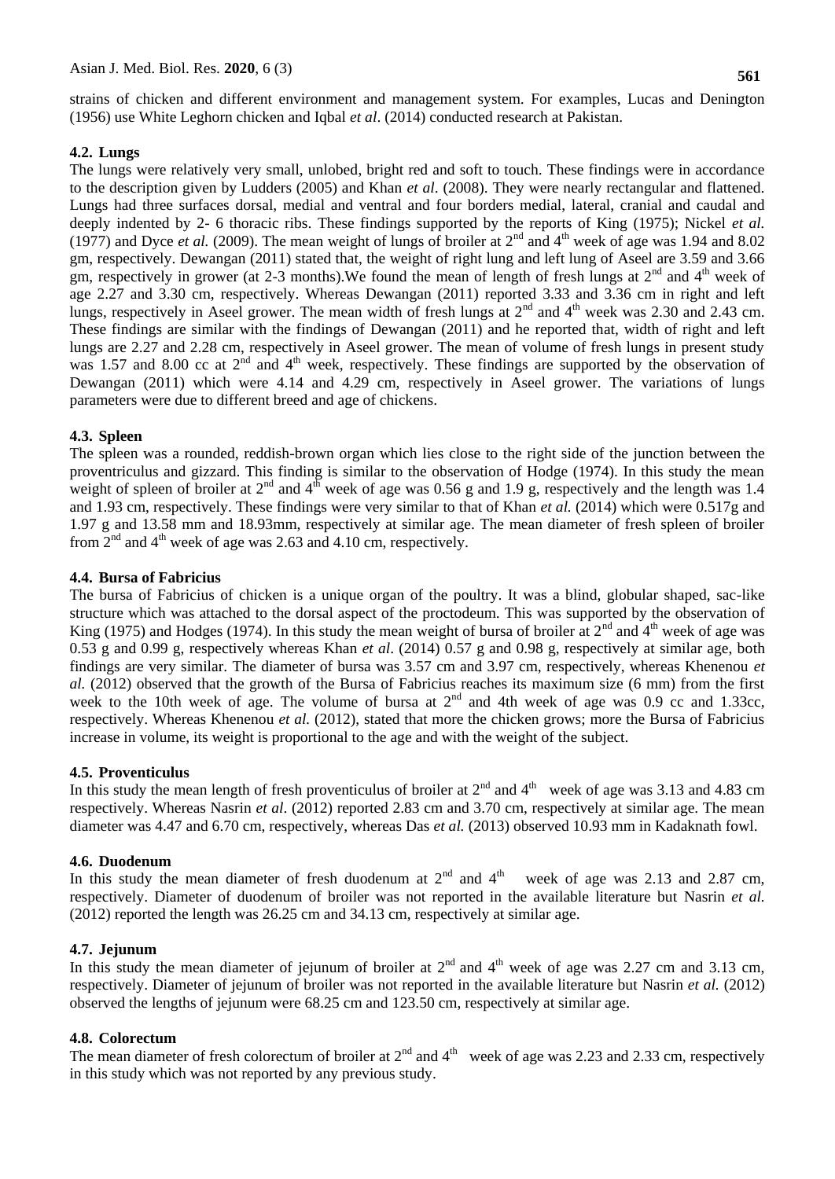strains of chicken and different environment and management system. For examples, Lucas and Denington (1956) use White Leghorn chicken and Iqbal *et al*. (2014) conducted research at Pakistan.

### 4.2. Lungs

The lungs were relatively very small, unlobed, bright red and soft to touch. These findings were in accordance to the description given by Ludders (2005) and Khan *et al*. (2008). They were nearly rectangular and flattened. Lungs had three surfaces dorsal, medial and ventral and four borders medial, lateral, cranial and caudal and deeply indented by 2- 6 thoracic ribs. These findings supported by the reports of King (1975); Nickel *et al.* (1977) and Dyce *et al.* (2009). The mean weight of lungs of broiler at 2nd and 4th week of age was 1.94 and 8.02 gm, respectively. Dewangan (2011) stated that, the weight of right lung and left lung of Aseel are 3.59 and 3.66 gm, respectively in grower (at 2-3 months).We found the mean of length of fresh lungs at 2nd and 4th week of age 2.27 and 3.30 cm, respectively. Whereas Dewangan (2011) reported 3.33 and 3.36 cm in right and left lungs, respectively in Aseel grower. The mean width of fresh lungs at 2nd and 4th week was 2.30 and 2.43 cm. These findings are similar with the findings of Dewangan (2011) and he reported that, width of right and left lungs are 2.27 and 2.28 cm, respectively in Aseel grower. The mean of volume of fresh lungs in present study was 1.57 and 8.00 cc at 2nd and 4th week, respectively. These findings are supported by the observation of Dewangan (2011) which were 4.14 and 4.29 cm, respectively in Aseel grower. The variations of lungs parameters were due to different breed and age of chickens.

### 4.3. Spleen

The spleen was a rounded, reddish-brown organ which lies close to the right side of the junction between the proventriculus and gizzard. This finding is similar to the observation of Hodge (1974). In this study the mean weight of spleen of broiler at 2nd and 4th week of age was 0.56 g and 1.9 g, respectively and the length was 1.4 and 1.93 cm, respectively. These findings were very similar to that of Khan *et al.* (2014) which were 0.517g and 1.97 g and 13.58 mm and 18.93mm, respectively at similar age. The mean diameter of fresh spleen of broiler from 2nd and 4th week of age was 2.63 and 4.10 cm, respectively.

### 4.4. Bursa of Fabricius

The bursa of Fabricius of chicken is a unique organ of the poultry. It was a blind, globular shaped, sac-like structure which was attached to the dorsal aspect of the proctodeum. This was supported by the observation of King (1975) and Hodges (1974). In this study the mean weight of bursa of broiler at 2nd and 4th week of age was 0.53 g and 0.99 g, respectively whereas Khan *et al*. (2014) 0.57 g and 0.98 g, respectively at similar age, both findings are very similar. The diameter of bursa was 3.57 cm and 3.97 cm, respectively, whereas Khenenou *et al.* (2012) observed that the growth of the Bursa of Fabricius reaches its maximum size (6 mm) from the first week to the 10th week of age. The volume of bursa at 2nd and 4th week of age was 0.9 cc and 1.33cc, respectively. Whereas Khenenou *et al.* (2012), stated that more the chicken grows; more the Bursa of Fabricius increase in volume, its weight is proportional to the age and with the weight of the subject.

### 4.5. Proventiculus

In this study the mean length of fresh proventiculus of broiler at 2nd and 4th week of age was 3.13 and 4.83 cm respectively. Whereas Nasrin *et al*. (2012) reported 2.83 cm and 3.70 cm, respectively at similar age. The mean diameter was 4.47 and 6.70 cm, respectively, whereas Das *et al.* (2013) observed 10.93 mm in Kadaknath fowl.

### 4.6. Duodenum

In this study the mean diameter of fresh duodenum at 2nd and 4th week of age was 2.13 and 2.87 cm, respectively. Diameter of duodenum of broiler was not reported in the available literature but Nasrin *et al.* (2012) reported the length was 26.25 cm and 34.13 cm, respectively at similar age.

### 4.7. Jejunum

In this study the mean diameter of jejunum of broiler at 2nd and 4th week of age was 2.27 cm and 3.13 cm, respectively. Diameter of jejunum of broiler was not reported in the available literature but Nasrin *et al.* (2012) observed the lengths of jejunum were 68.25 cm and 123.50 cm, respectively at similar age.

### 4.8. Colorectum

The mean diameter of fresh colorectum of broiler at 2nd and 4th week of age was 2.23 and 2.33 cm, respectively in this study which was not reported by any previous study.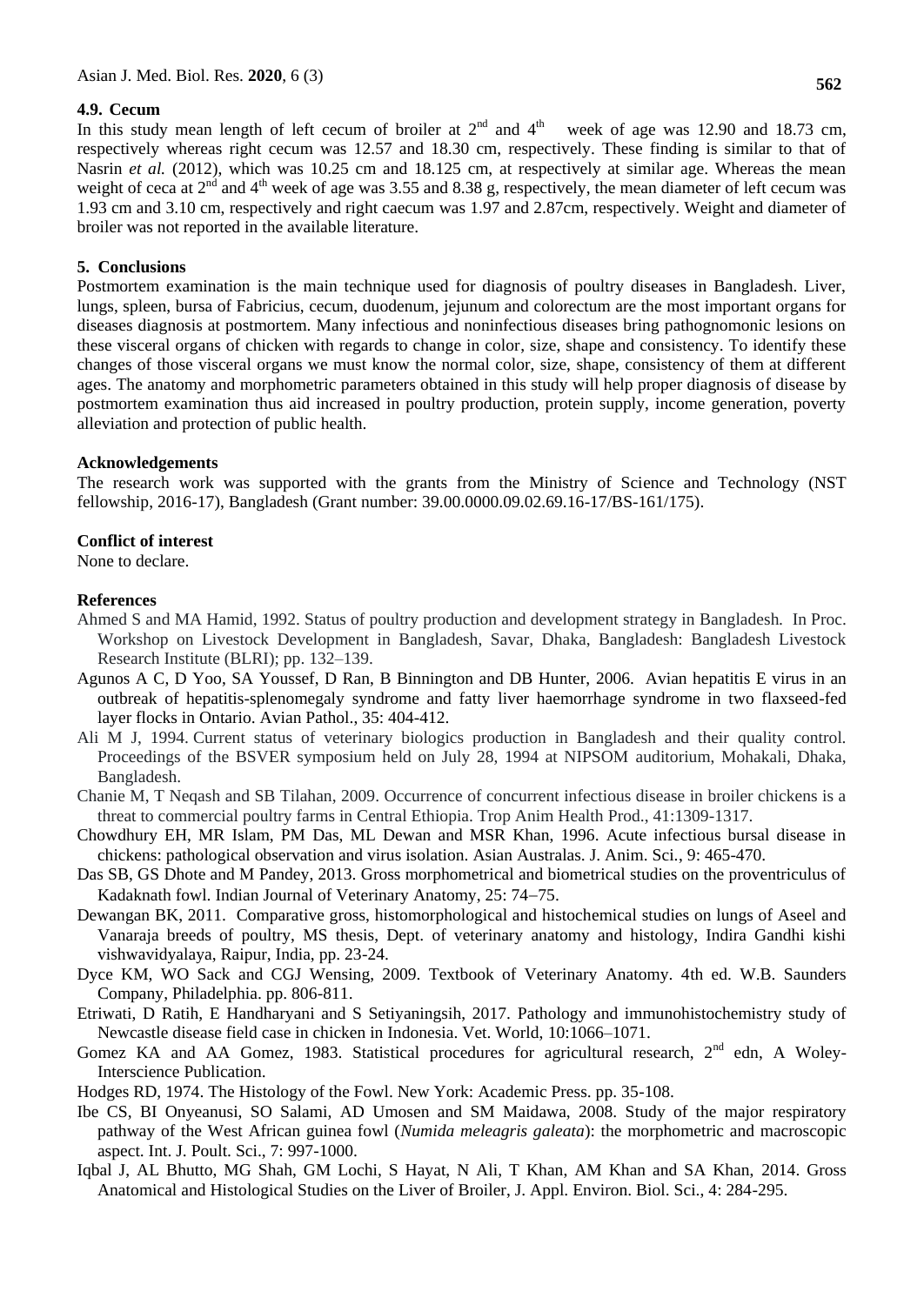### 4.9. Cecum

In this study mean length of left cecum of broiler at 2nd and 4th week of age was 12.90 and 18.73 cm, respectively whereas right cecum was 12.57 and 18.30 cm, respectively. These finding is similar to that of Nasrin *et al.* (2012), which was 10.25 cm and 18.125 cm, at respectively at similar age. Whereas the mean weight of ceca at 2nd and 4th week of age was 3.55 and 8.38 g, respectively, the mean diameter of left cecum was 1.93 cm and 3.10 cm, respectively and right caecum was 1.97 and 2.87cm, respectively. Weight and diameter of broiler was not reported in the available literature.

## 5. Conclusions

Postmortem examination is the main technique used for diagnosis of poultry diseases in Bangladesh. Liver, lungs, spleen, bursa of Fabricius, cecum, duodenum, jejunum and colorectum are the most important organs for diseases diagnosis at postmortem. Many infectious and noninfectious diseases bring pathognomonic lesions on these visceral organs of chicken with regards to change in color, size, shape and consistency. To identify these changes of those visceral organs we must know the normal color, size, shape, consistency of them at different ages. The anatomy and morphometric parameters obtained in this study will help proper diagnosis of disease by postmortem examination thus aid increased in poultry production, protein supply, income generation, poverty alleviation and protection of public health.

## Acknowledgements

The research work was supported with the grants from the Ministry of Science and Technology (NST fellowship, 2016-17), Bangladesh (Grant number: 39.00.0000.09.02.69.16-17/BS-161/175).

## Conflict of interest

None to declare.

## References

Ahmed S and MA Hamid, 1992. Status of poultry production and development strategy in Bangladesh. In Proc. Workshop on Livestock Development in Bangladesh, Savar, Dhaka, Bangladesh: Bangladesh Livestock Research Institute (BLRI); pp. 132–139.

Agunos A C, D Yoo, SA Youssef, D Ran, B Binnington and DB Hunter, 2006. Avian hepatitis E virus in an outbreak of hepatitis-splenomegaly syndrome and fatty liver haemorrhage syndrome in two flaxseed-fed layer flocks in Ontario. Avian Pathol., 35: 404-412.

Ali M J, 1994. Current status of veterinary biologics production in Bangladesh and their quality control. Proceedings of the BSVER symposium held on July 28, 1994 at NIPSOM auditorium, Mohakali, Dhaka, Bangladesh.

Chanie M, T Neqash and SB Tilahan, 2009. Occurrence of concurrent infectious disease in broiler chickens is a threat to commercial poultry farms in Central Ethiopia. Trop Anim Health Prod., 41:1309-1317.

Chowdhury EH, MR Islam, PM Das, ML Dewan and MSR Khan, 1996. Acute infectious bursal disease in chickens: pathological observation and virus isolation. Asian Australas. J. Anim. Sci., 9: 465-470.

Das SB, GS Dhote and M Pandey, 2013. Gross morphometrical and biometrical studies on the proventriculus of Kadaknath fowl. Indian Journal of Veterinary Anatomy, 25: 74–75.

Dewangan BK, 2011. Comparative gross, histomorphological and histochemical studies on lungs of Aseel and Vanaraja breeds of poultry, MS thesis, Dept. of veterinary anatomy and histology, Indira Gandhi kishi vishwavidyalaya, Raipur, India, pp. 23-24.

Dyce KM, WO Sack and CGJ Wensing, 2009. Textbook of Veterinary Anatomy. 4th ed. W.B. Saunders Company, Philadelphia. pp. 806-811.

Etriwati, D Ratih, E Handharyani and S Setiyaningsih, 2017. Pathology and immunohistochemistry study of Newcastle disease field case in chicken in Indonesia. Vet. World, 10:1066–1071.

Gomez KA and AA Gomez, 1983. Statistical procedures for agricultural research, 2nd edn, A Woley-Interscience Publication.

Hodges RD, 1974. The Histology of the Fowl. New York: Academic Press. pp. 35-108.

Ibe CS, BI Onyeanusi, SO Salami, AD Umosen and SM Maidawa, 2008. Study of the major respiratory pathway of the West African guinea fowl (*Numida meleagris galeata*): the morphometric and macroscopic aspect. Int. J. Poult. Sci., 7: 997-1000.

Iqbal J, AL Bhutto, MG Shah, GM Lochi, S Hayat, N Ali, T Khan, AM Khan and SA Khan, 2014. Gross Anatomical and Histological Studies on the Liver of Broiler, J. Appl. Environ. Biol. Sci., 4: 284-295.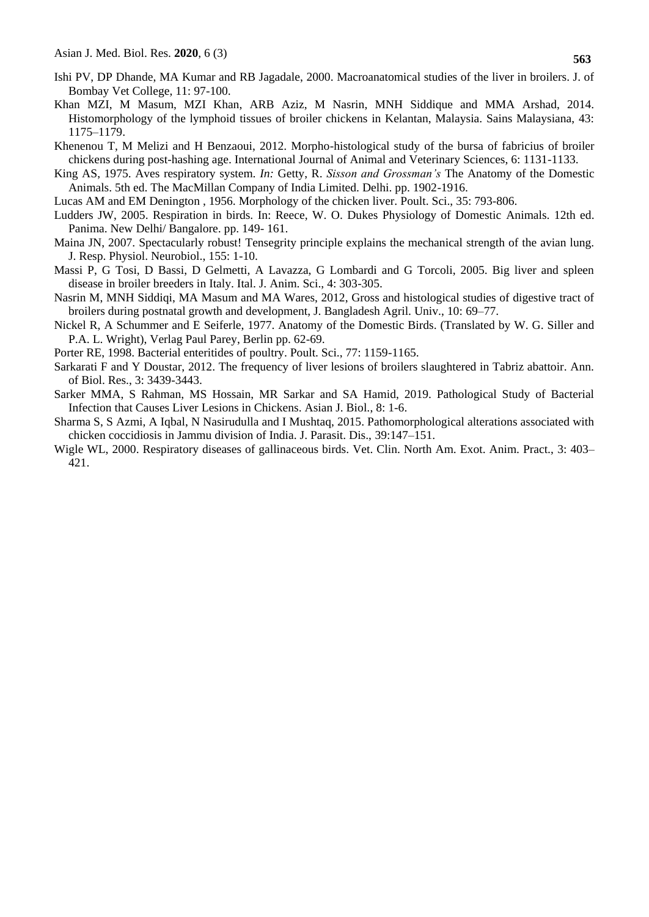Ishi PV, DP Dhande, MA Kumar and RB Jagadale, 2000. Macroanatomical studies of the liver in broilers. J. of Bombay Vet College, 11: 97-100.

Khan MZI, M Masum, MZI Khan, ARB Aziz, M Nasrin, MNH Siddique and MMA Arshad, 2014. Histomorphology of the lymphoid tissues of broiler chickens in Kelantan, Malaysia. Sains Malaysiana, 43: 1175–1179.

Khenenou T, M Melizi and H Benzaoui, 2012. Morpho-histological study of the bursa of fabricius of broiler chickens during post-hashing age. International Journal of Animal and Veterinary Sciences, 6: 1131-1133.

King AS, 1975. Aves respiratory system. *In:* Getty, R. *Sisson and Grossman's* The Anatomy of the Domestic Animals. 5th ed. The MacMillan Company of India Limited. Delhi. pp. 1902-1916.

Lucas AM and EM Denington , 1956. Morphology of the chicken liver. Poult. Sci., 35: 793-806.

Ludders JW, 2005. Respiration in birds. In: Reece, W. O. Dukes Physiology of Domestic Animals. 12th ed. Panima. New Delhi/ Bangalore. pp. 149- 161.

Maina JN, 2007. Spectacularly robust! Tensegrity principle explains the mechanical strength of the avian lung. J. Resp. Physiol. Neurobiol., 155: 1-10.

Massi P, G Tosi, D Bassi, D Gelmetti, A Lavazza, G Lombardi and G Torcoli, 2005. Big liver and spleen disease in broiler breeders in Italy. Ital. J. Anim. Sci., 4: 303-305.

Nasrin M, MNH Siddiqi, MA Masum and MA Wares, 2012, Gross and histological studies of digestive tract of broilers during postnatal growth and development, J. Bangladesh Agril. Univ., 10: 69–77.

Nickel R, A Schummer and E Seiferle, 1977. Anatomy of the Domestic Birds. (Translated by W. G. Siller and P.A. L. Wright), Verlag Paul Parey, Berlin pp. 62-69.

Porter RE, 1998. Bacterial enteritides of poultry. Poult. Sci., 77: 1159-1165.

Sarkarati F and Y Doustar, 2012. The frequency of liver lesions of broilers slaughtered in Tabriz abattoir. Ann. of Biol. Res., 3: 3439-3443.

Sarker MMA, S Rahman, MS Hossain, MR Sarkar and SA Hamid, 2019. Pathological Study of Bacterial Infection that Causes Liver Lesions in Chickens. Asian J. Biol., 8: 1-6.

Sharma S, S Azmi, A Iqbal, N Nasirudulla and I Mushtaq, 2015. Pathomorphological alterations associated with chicken coccidiosis in Jammu division of India. J. Parasit. Dis., 39:147–151.

Wigle WL, 2000. Respiratory diseases of gallinaceous birds. Vet. Clin. North Am. Exot. Anim. Pract., 3: 403–421.